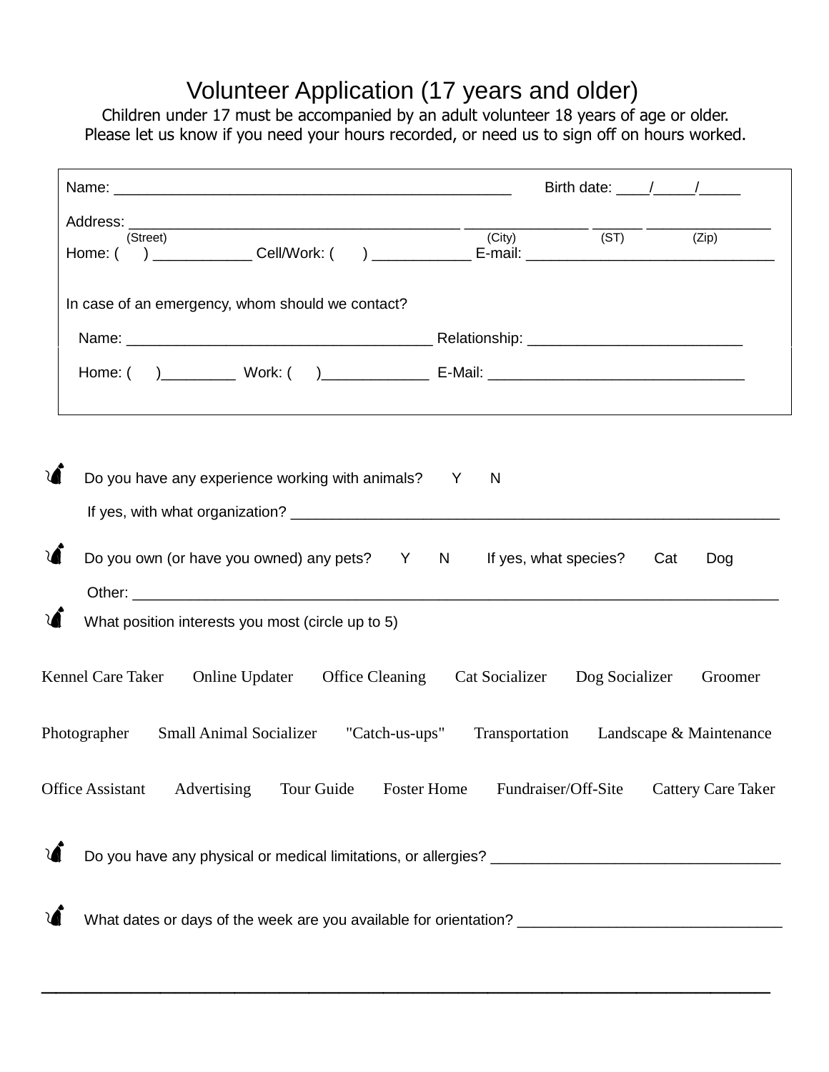# Volunteer Application (17 years and older)

Children under 17 must be accompanied by an adult volunteer 18 years of age or older.
Please let us know if you need your hours recorded, or need us to sign off on hours worked.

Name: _______________________________________________ Birth date: ____/_____/_____

Address: ________________________________________ _______________ ______ _______________
(Street) (City) (ST) (Zip)

Home: ( ) ____________ Cell/Work: ( ) ____________ E-mail: ______________________________

In case of an emergency, whom should we contact?

Name: _____________________________________ Relationship: __________________________

Home: ( )_________ Work: ( )_____________ E-Mail: _______________________________

- Do you have any experience working with animals? Y N

  If yes, with what organization? ___________________________________________________________

- Do you own (or have you owned) any pets? Y N If yes, what species? Cat Dog

  Other: ________________________________________________________________________________

- What position interests you most (circle up to 5)

Kennel Care Taker Online Updater Office Cleaning Cat Socializer Dog Socializer Groomer

Photographer Small Animal Socializer "Catch-us-ups" Transportation Landscape & Maintenance

Office Assistant Advertising Tour Guide Foster Home Fundraiser/Off-Site Cattery Care Taker

- Do you have any physical or medical limitations, or allergies? ___________________________________

- What dates or days of the week are you available for orientation? _______________________________

______________________________________________________________________________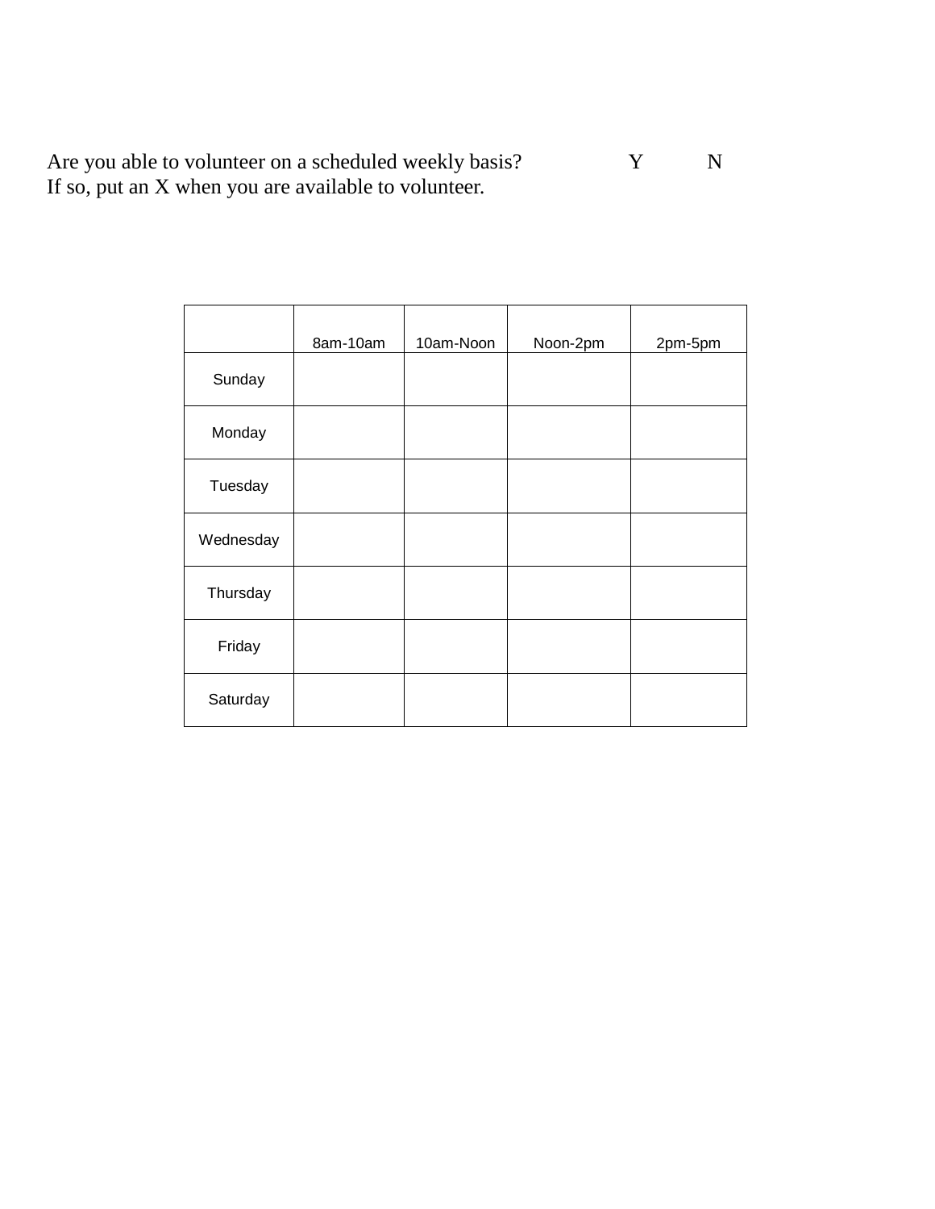Are you able to volunteer on a scheduled weekly basis? Y N
If so, put an X when you are available to volunteer.

| | 8am-10am | 10am-Noon | Noon-2pm | 2pm-5pm |
|---|---|---|---|---|
| Sunday | | | | |
| Monday | | | | |
| Tuesday | | | | |
| Wednesday | | | | |
| Thursday | | | | |
| Friday | | | | |
| Saturday | | | | |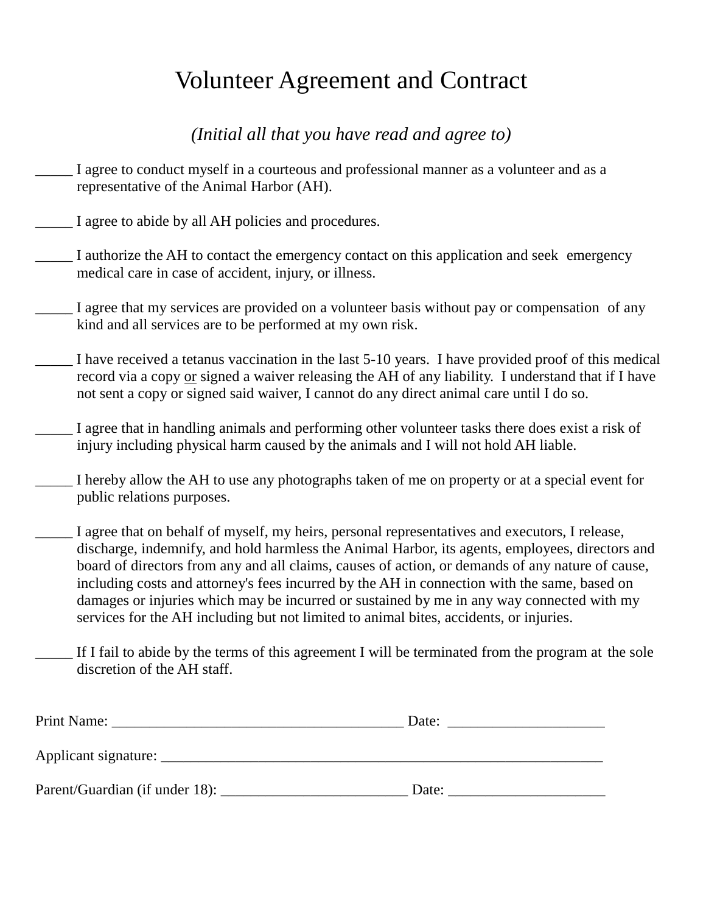# Volunteer Agreement and Contract

*(Initial all that you have read and agree to)*

_____ I agree to conduct myself in a courteous and professional manner as a volunteer and as a representative of the Animal Harbor (AH).

_____ I agree to abide by all AH policies and procedures.

_____ I authorize the AH to contact the emergency contact on this application and seek emergency medical care in case of accident, injury, or illness.

_____ I agree that my services are provided on a volunteer basis without pay or compensation of any kind and all services are to be performed at my own risk.

_____ I have received a tetanus vaccination in the last 5-10 years. I have provided proof of this medical record via a copy <u>or</u> signed a waiver releasing the AH of any liability. I understand that if I have not sent a copy or signed said waiver, I cannot do any direct animal care until I do so.

_____ I agree that in handling animals and performing other volunteer tasks there does exist a risk of injury including physical harm caused by the animals and I will not hold AH liable.

_____ I hereby allow the AH to use any photographs taken of me on property or at a special event for public relations purposes.

_____ I agree that on behalf of myself, my heirs, personal representatives and executors, I release, discharge, indemnify, and hold harmless the Animal Harbor, its agents, employees, directors and board of directors from any and all claims, causes of action, or demands of any nature of cause, including costs and attorney's fees incurred by the AH in connection with the same, based on damages or injuries which may be incurred or sustained by me in any way connected with my services for the AH including but not limited to animal bites, accidents, or injuries.

_____ If I fail to abide by the terms of this agreement I will be terminated from the program at the sole discretion of the AH staff.

Print Name: _______________________________________ Date: ____________________

Applicant signature: ___________________________________________________________

Parent/Guardian (if under 18): _________________________ Date: ____________________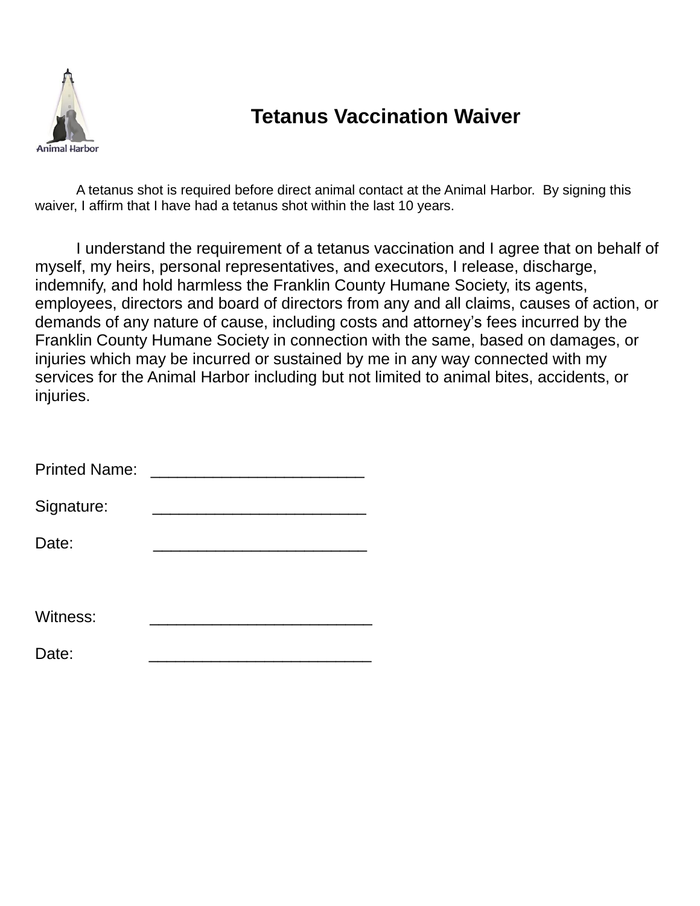Animal Harbor

# Tetanus Vaccination Waiver

A tetanus shot is required before direct animal contact at the Animal Harbor. By signing this waiver, I affirm that I have had a tetanus shot within the last 10 years.

I understand the requirement of a tetanus vaccination and I agree that on behalf of myself, my heirs, personal representatives, and executors, I release, discharge, indemnify, and hold harmless the Franklin County Humane Society, its agents, employees, directors and board of directors from any and all claims, causes of action, or demands of any nature of cause, including costs and attorney's fees incurred by the Franklin County Humane Society in connection with the same, based on damages, or injuries which may be incurred or sustained by me in any way connected with my services for the Animal Harbor including but not limited to animal bites, accidents, or injuries.

Printed Name: ________________________

Signature: ________________________

Date: ________________________

Witness: ________________________

Date: ________________________